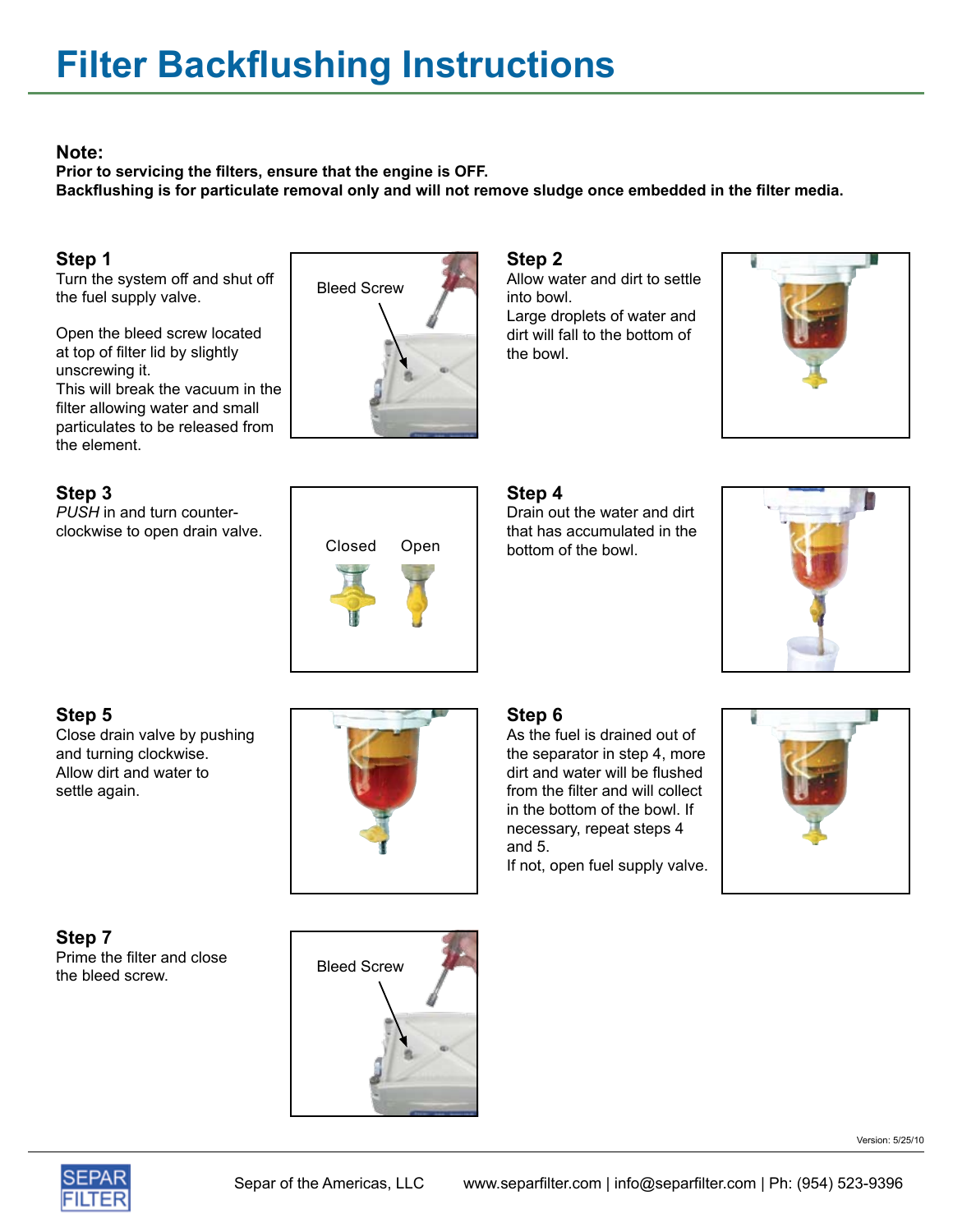# Filter Backflushing Instructions

**Note:**

**Prior to servicing the filters, ensure that the engine is OFF.**
**Backflushing is for particulate removal only and will not remove sludge once embedded in the filter media.**

### Step 1

Turn the system off and shut off the fuel supply valve.

Open the bleed screw located at top of filter lid by slightly unscrewing it.
This will break the vacuum in the filter allowing water and small particulates to be released from the element.

Bleed Screw

### Step 2

Allow water and dirt to settle into bowl.
Large droplets of water and dirt will fall to the bottom of the bowl.

### Step 3

*PUSH* in and turn counter-clockwise to open drain valve.

Closed Open

### Step 4

Drain out the water and dirt that has accumulated in the bottom of the bowl.

### Step 5

Close drain valve by pushing and turning clockwise.
Allow dirt and water to settle again.

### Step 6

As the fuel is drained out of the separator in step 4, more dirt and water will be flushed from the filter and will collect in the bottom of the bowl. If necessary, repeat steps 4 and 5.
If not, open fuel supply valve.

### Step 7

Prime the filter and close the bleed screw.

Bleed Screw

Version: 5/25/10

SEPAR FILTER

Separ of the Americas, LLC www.separfilter.com | info@separfilter.com | Ph: (954) 523-9396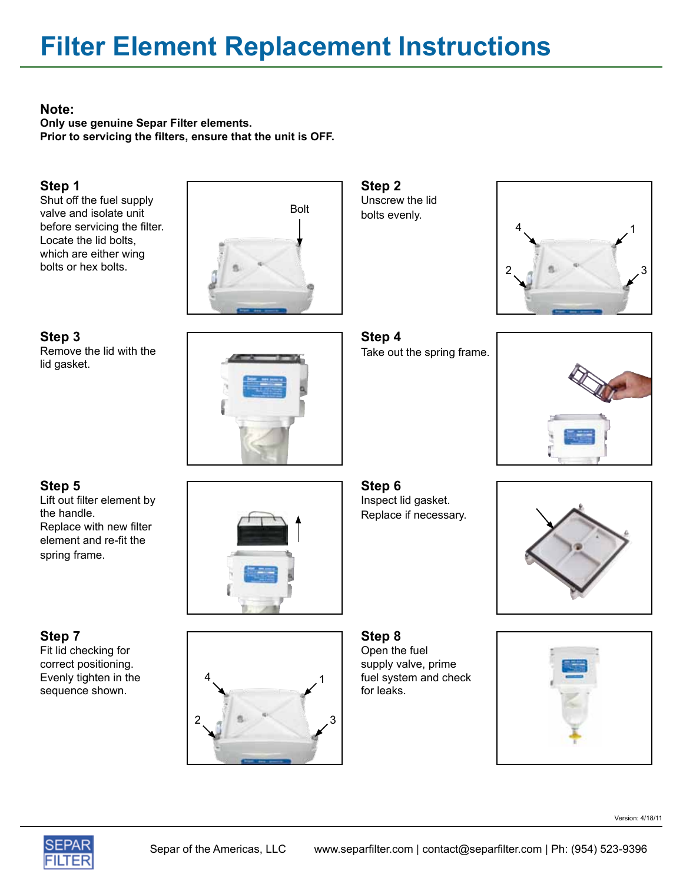# Filter Element Replacement Instructions

**Note:**
**Only use genuine Separ Filter elements.**
**Prior to servicing the filters, ensure that the unit is OFF.**

### Step 1

Shut off the fuel supply valve and isolate unit before servicing the filter. Locate the lid bolts, which are either wing bolts or hex bolts.

Bolt

### Step 2

Unscrew the lid bolts evenly.

4
1
2
3

### Step 3

Remove the lid with the lid gasket.

### Step 4

Take out the spring frame.

### Step 5

Lift out filter element by the handle.
Replace with new filter element and re-fit the spring frame.

### Step 6

Inspect lid gasket.
Replace if necessary.

### Step 7

Fit lid checking for correct positioning.
Evenly tighten in the sequence shown.

4
1
2
3

### Step 8

Open the fuel supply valve, prime fuel system and check for leaks.

Version: 4/18/11

SEPAR FILTER

Separ of the Americas, LLC    www.separfilter.com | contact@separfilter.com | Ph: (954) 523-9396